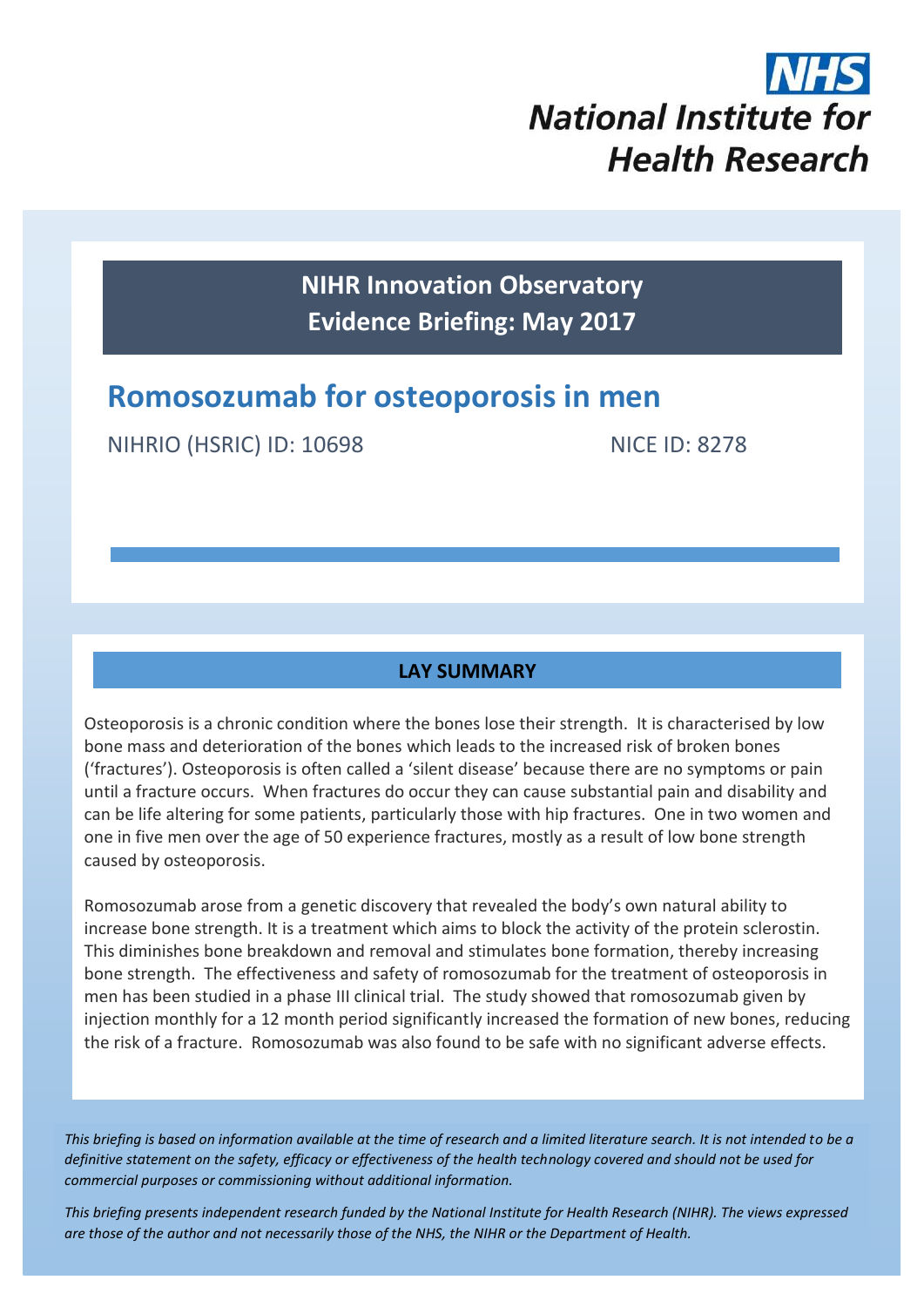NHS
National Institute for Health Research

**NIHR Innovation Observatory**
**Evidence Briefing: May 2017**

# Romosozumab for osteoporosis in men

NIHRIO (HSRIC) ID: 10698 NICE ID: 8278

## LAY SUMMARY

Osteoporosis is a chronic condition where the bones lose their strength. It is characterised by low bone mass and deterioration of the bones which leads to the increased risk of broken bones ('fractures'). Osteoporosis is often called a 'silent disease' because there are no symptoms or pain until a fracture occurs. When fractures do occur they can cause substantial pain and disability and can be life altering for some patients, particularly those with hip fractures. One in two women and one in five men over the age of 50 experience fractures, mostly as a result of low bone strength caused by osteoporosis.

Romosozumab arose from a genetic discovery that revealed the body's own natural ability to increase bone strength. It is a treatment which aims to block the activity of the protein sclerostin. This diminishes bone breakdown and removal and stimulates bone formation, thereby increasing bone strength. The effectiveness and safety of romosozumab for the treatment of osteoporosis in men has been studied in a phase III clinical trial. The study showed that romosozumab given by injection monthly for a 12 month period significantly increased the formation of new bones, reducing the risk of a fracture. Romosozumab was also found to be safe with no significant adverse effects.

*This briefing is based on information available at the time of research and a limited literature search. It is not intended to be a definitive statement on the safety, efficacy or effectiveness of the health technology covered and should not be used for commercial purposes or commissioning without additional information.*

*This briefing presents independent research funded by the National Institute for Health Research (NIHR). The views expressed are those of the author and not necessarily those of the NHS, the NIHR or the Department of Health.*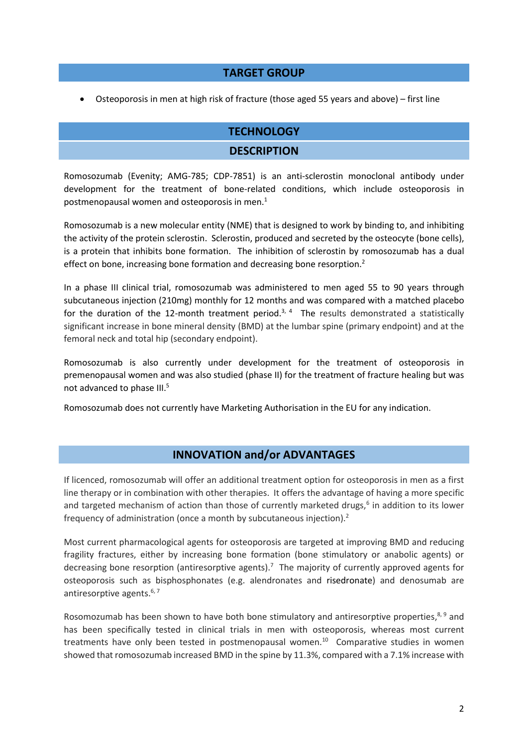## TARGET GROUP

- Osteoporosis in men at high risk of fracture (those aged 55 years and above) – first line

## TECHNOLOGY

### DESCRIPTION

Romosozumab (Evenity; AMG-785; CDP-7851) is an anti-sclerostin monoclonal antibody under development for the treatment of bone-related conditions, which include osteoporosis in postmenopausal women and osteoporosis in men.[1]

Romosozumab is a new molecular entity (NME) that is designed to work by binding to, and inhibiting the activity of the protein sclerostin. Sclerostin, produced and secreted by the osteocyte (bone cells), is a protein that inhibits bone formation. The inhibition of sclerostin by romosozumab has a dual effect on bone, increasing bone formation and decreasing bone resorption.[2]

In a phase III clinical trial, romosozumab was administered to men aged 55 to 90 years through subcutaneous injection (210mg) monthly for 12 months and was compared with a matched placebo for the duration of the 12-month treatment period.[3, 4] The results demonstrated a statistically significant increase in bone mineral density (BMD) at the lumbar spine (primary endpoint) and at the femoral neck and total hip (secondary endpoint).

Romosozumab is also currently under development for the treatment of osteoporosis in premenopausal women and was also studied (phase II) for the treatment of fracture healing but was not advanced to phase III.[5]

Romosozumab does not currently have Marketing Authorisation in the EU for any indication.

## INNOVATION and/or ADVANTAGES

If licenced, romosozumab will offer an additional treatment option for osteoporosis in men as a first line therapy or in combination with other therapies. It offers the advantage of having a more specific and targeted mechanism of action than those of currently marketed drugs,[6] in addition to its lower frequency of administration (once a month by subcutaneous injection).[2]

Most current pharmacological agents for osteoporosis are targeted at improving BMD and reducing fragility fractures, either by increasing bone formation (bone stimulatory or anabolic agents) or decreasing bone resorption (antiresorptive agents).[7] The majority of currently approved agents for osteoporosis such as bisphosphonates (e.g. alendronates and risedronate) and denosumab are antiresorptive agents.[6, 7]

Rosomozumab has been shown to have both bone stimulatory and antiresorptive properties,[8, 9] and has been specifically tested in clinical trials in men with osteoporosis, whereas most current treatments have only been tested in postmenopausal women.[10] Comparative studies in women showed that romosozumab increased BMD in the spine by 11.3%, compared with a 7.1% increase with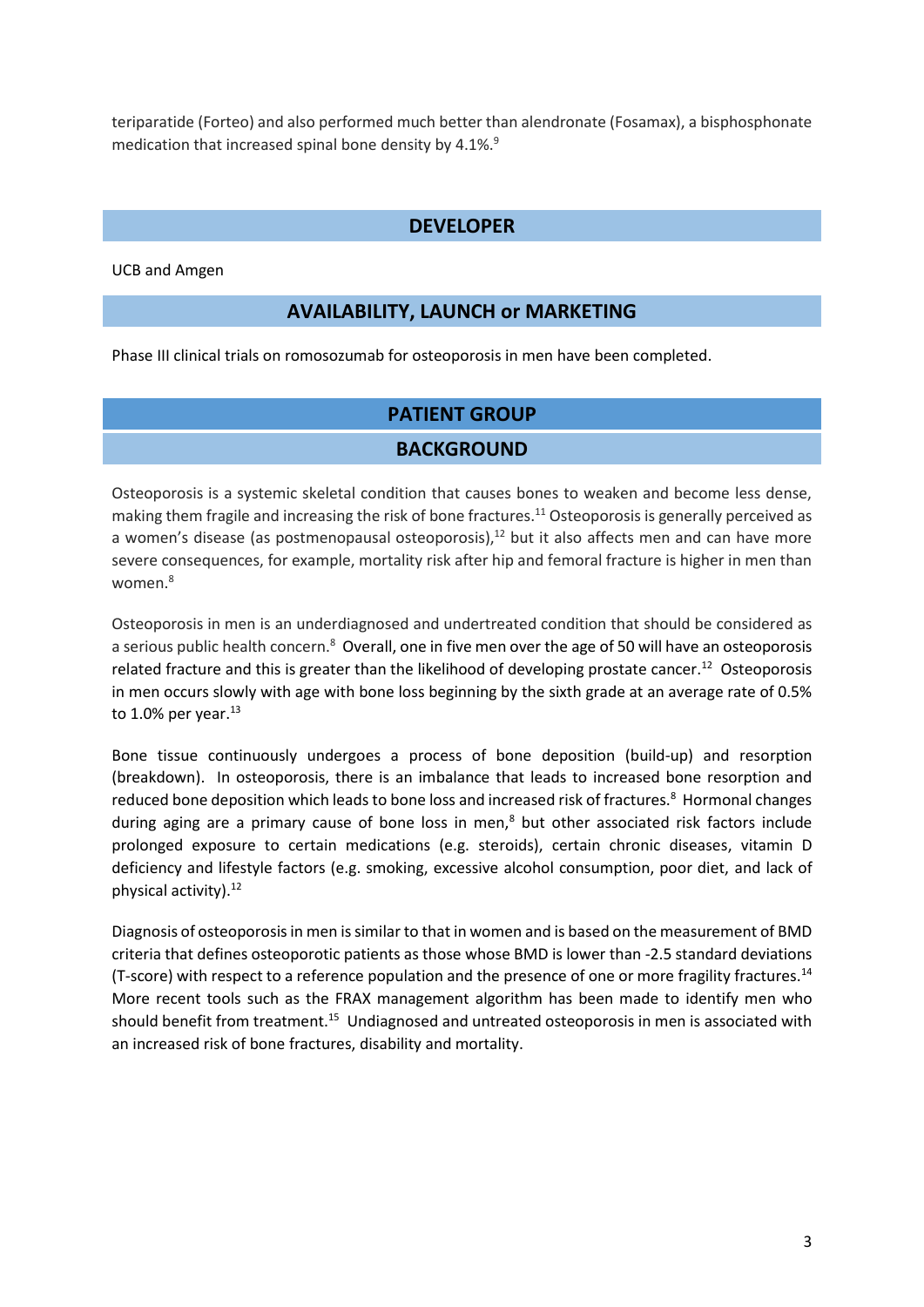teriparatide (Forteo) and also performed much better than alendronate (Fosamax), a bisphosphonate medication that increased spinal bone density by 4.1%.[9]

## DEVELOPER

UCB and Amgen

## AVAILABILITY, LAUNCH or MARKETING

Phase III clinical trials on romosozumab for osteoporosis in men have been completed.

## PATIENT GROUP

## BACKGROUND

Osteoporosis is a systemic skeletal condition that causes bones to weaken and become less dense, making them fragile and increasing the risk of bone fractures.[11] Osteoporosis is generally perceived as a women's disease (as postmenopausal osteoporosis),[12] but it also affects men and can have more severe consequences, for example, mortality risk after hip and femoral fracture is higher in men than women.[8]

Osteoporosis in men is an underdiagnosed and undertreated condition that should be considered as a serious public health concern.[8] Overall, one in five men over the age of 50 will have an osteoporosis related fracture and this is greater than the likelihood of developing prostate cancer.[12] Osteoporosis in men occurs slowly with age with bone loss beginning by the sixth grade at an average rate of 0.5% to 1.0% per year.[13]

Bone tissue continuously undergoes a process of bone deposition (build-up) and resorption (breakdown). In osteoporosis, there is an imbalance that leads to increased bone resorption and reduced bone deposition which leads to bone loss and increased risk of fractures.[8] Hormonal changes during aging are a primary cause of bone loss in men,[8] but other associated risk factors include prolonged exposure to certain medications (e.g. steroids), certain chronic diseases, vitamin D deficiency and lifestyle factors (e.g. smoking, excessive alcohol consumption, poor diet, and lack of physical activity).[12]

Diagnosis of osteoporosis in men is similar to that in women and is based on the measurement of BMD criteria that defines osteoporotic patients as those whose BMD is lower than -2.5 standard deviations (T-score) with respect to a reference population and the presence of one or more fragility fractures.[14] More recent tools such as the FRAX management algorithm has been made to identify men who should benefit from treatment.[15] Undiagnosed and untreated osteoporosis in men is associated with an increased risk of bone fractures, disability and mortality.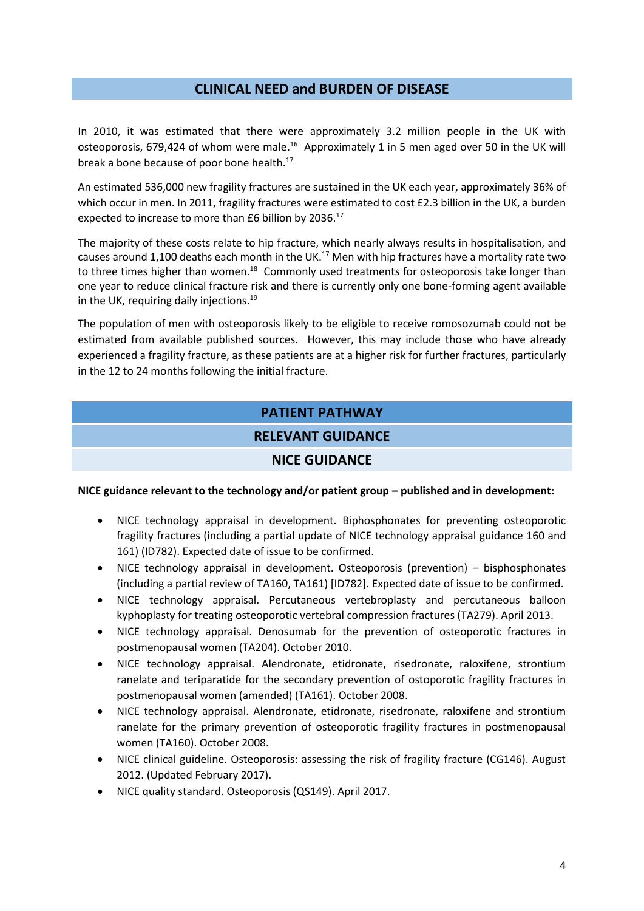## CLINICAL NEED and BURDEN OF DISEASE

In 2010, it was estimated that there were approximately 3.2 million people in the UK with osteoporosis, 679,424 of whom were male.[16] Approximately 1 in 5 men aged over 50 in the UK will break a bone because of poor bone health.[17]

An estimated 536,000 new fragility fractures are sustained in the UK each year, approximately 36% of which occur in men. In 2011, fragility fractures were estimated to cost £2.3 billion in the UK, a burden expected to increase to more than £6 billion by 2036.[17]

The majority of these costs relate to hip fracture, which nearly always results in hospitalisation, and causes around 1,100 deaths each month in the UK.[17] Men with hip fractures have a mortality rate two to three times higher than women.[18] Commonly used treatments for osteoporosis take longer than one year to reduce clinical fracture risk and there is currently only one bone-forming agent available in the UK, requiring daily injections.[19]

The population of men with osteoporosis likely to be eligible to receive romosozumab could not be estimated from available published sources. However, this may include those who have already experienced a fragility fracture, as these patients are at a higher risk for further fractures, particularly in the 12 to 24 months following the initial fracture.

## PATIENT PATHWAY

### RELEVANT GUIDANCE

#### NICE GUIDANCE

**NICE guidance relevant to the technology and/or patient group – published and in development:**

- NICE technology appraisal in development. Biphosphonates for preventing osteoporotic fragility fractures (including a partial update of NICE technology appraisal guidance 160 and 161) (ID782). Expected date of issue to be confirmed.
- NICE technology appraisal in development. Osteoporosis (prevention) – bisphosphonates (including a partial review of TA160, TA161) [ID782]. Expected date of issue to be confirmed.
- NICE technology appraisal. Percutaneous vertebroplasty and percutaneous balloon kyphoplasty for treating osteoporotic vertebral compression fractures (TA279). April 2013.
- NICE technology appraisal. Denosumab for the prevention of osteoporotic fractures in postmenopausal women (TA204). October 2010.
- NICE technology appraisal. Alendronate, etidronate, risedronate, raloxifene, strontium ranelate and teriparatide for the secondary prevention of ostoporotic fragility fractures in postmenopausal women (amended) (TA161). October 2008.
- NICE technology appraisal. Alendronate, etidronate, risedronate, raloxifene and strontium ranelate for the primary prevention of osteoporotic fragility fractures in postmenopausal women (TA160). October 2008.
- NICE clinical guideline. Osteoporosis: assessing the risk of fragility fracture (CG146). August 2012. (Updated February 2017).
- NICE quality standard. Osteoporosis (QS149). April 2017.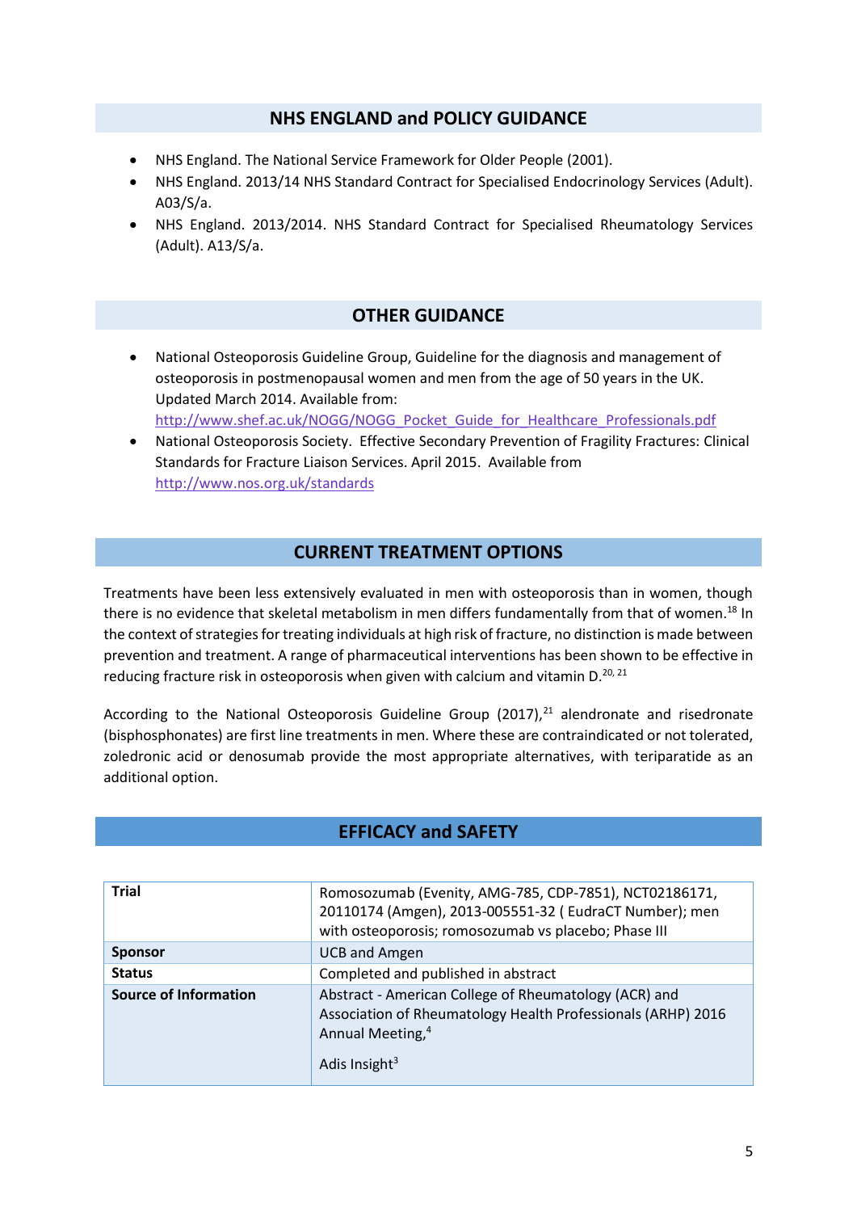## NHS ENGLAND and POLICY GUIDANCE

- NHS England. The National Service Framework for Older People (2001).
- NHS England. 2013/14 NHS Standard Contract for Specialised Endocrinology Services (Adult). A03/S/a.
- NHS England. 2013/2014. NHS Standard Contract for Specialised Rheumatology Services (Adult). A13/S/a.

## OTHER GUIDANCE

- National Osteoporosis Guideline Group, Guideline for the diagnosis and management of osteoporosis in postmenopausal women and men from the age of 50 years in the UK. Updated March 2014. Available from: http://www.shef.ac.uk/NOGG/NOGG_Pocket_Guide_for_Healthcare_Professionals.pdf
- National Osteoporosis Society. Effective Secondary Prevention of Fragility Fractures: Clinical Standards for Fracture Liaison Services. April 2015. Available from http://www.nos.org.uk/standards

## CURRENT TREATMENT OPTIONS

Treatments have been less extensively evaluated in men with osteoporosis than in women, though there is no evidence that skeletal metabolism in men differs fundamentally from that of women.[18] In the context of strategies for treating individuals at high risk of fracture, no distinction is made between prevention and treatment. A range of pharmaceutical interventions has been shown to be effective in reducing fracture risk in osteoporosis when given with calcium and vitamin D.[20, 21]

According to the National Osteoporosis Guideline Group (2017),[21] alendronate and risedronate (bisphosphonates) are first line treatments in men. Where these are contraindicated or not tolerated, zoledronic acid or denosumab provide the most appropriate alternatives, with teriparatide as an additional option.

## EFFICACY and SAFETY

| **Trial** | Romosozumab (Evenity, AMG-785, CDP-7851), NCT02186171, 20110174 (Amgen), 2013-005551-32 ( EudraCT Number); men with osteoporosis; romosozumab vs placebo; Phase III |
|---|---|
| **Sponsor** | UCB and Amgen |
| **Status** | Completed and published in abstract |
| **Source of Information** | Abstract - American College of Rheumatology (ACR) and Association of Rheumatology Health Professionals (ARHP) 2016 Annual Meeting,[4] <br><br> Adis Insight[3] |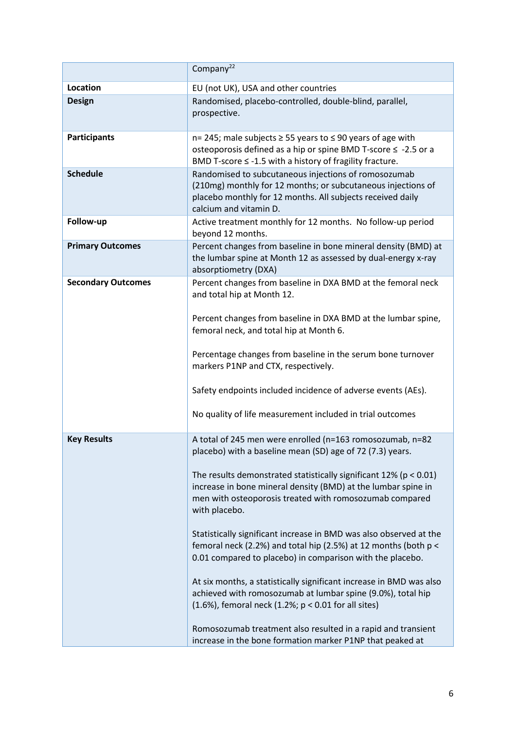| | Company[22] |
|---|---|
| **Location** | EU (not UK), USA and other countries |
| **Design** | Randomised, placebo-controlled, double-blind, parallel, prospective. |
| **Participants** | n= 245; male subjects ≥ 55 years to ≤ 90 years of age with osteoporosis defined as a hip or spine BMD T-score ≤ -2.5 or a BMD T-score ≤ -1.5 with a history of fragility fracture. |
| **Schedule** | Randomised to subcutaneous injections of romosozumab (210mg) monthly for 12 months; or subcutaneous injections of placebo monthly for 12 months. All subjects received daily calcium and vitamin D. |
| **Follow-up** | Active treatment monthly for 12 months. No follow-up period beyond 12 months. |
| **Primary Outcomes** | Percent changes from baseline in bone mineral density (BMD) at the lumbar spine at Month 12 as assessed by dual-energy x-ray absorptiometry (DXA) |
| **Secondary Outcomes** | Percent changes from baseline in DXA BMD at the femoral neck and total hip at Month 12.<br><br>Percent changes from baseline in DXA BMD at the lumbar spine, femoral neck, and total hip at Month 6.<br><br>Percentage changes from baseline in the serum bone turnover markers P1NP and CTX, respectively.<br><br>Safety endpoints included incidence of adverse events (AEs).<br><br>No quality of life measurement included in trial outcomes |
| **Key Results** | A total of 245 men were enrolled (n=163 romosozumab, n=82 placebo) with a baseline mean (SD) age of 72 (7.3) years.<br><br>The results demonstrated statistically significant 12% ($p < 0.01$) increase in bone mineral density (BMD) at the lumbar spine in men with osteoporosis treated with romosozumab compared with placebo.<br><br>Statistically significant increase in BMD was also observed at the femoral neck (2.2%) and total hip (2.5%) at 12 months (both $p < 0.01$ compared to placebo) in comparison with the placebo.<br><br>At six months, a statistically significant increase in BMD was also achieved with romosozumab at lumbar spine (9.0%), total hip (1.6%), femoral neck (1.2%; $p < 0.01$ for all sites)<br><br>Romosozumab treatment also resulted in a rapid and transient increase in the bone formation marker P1NP that peaked at |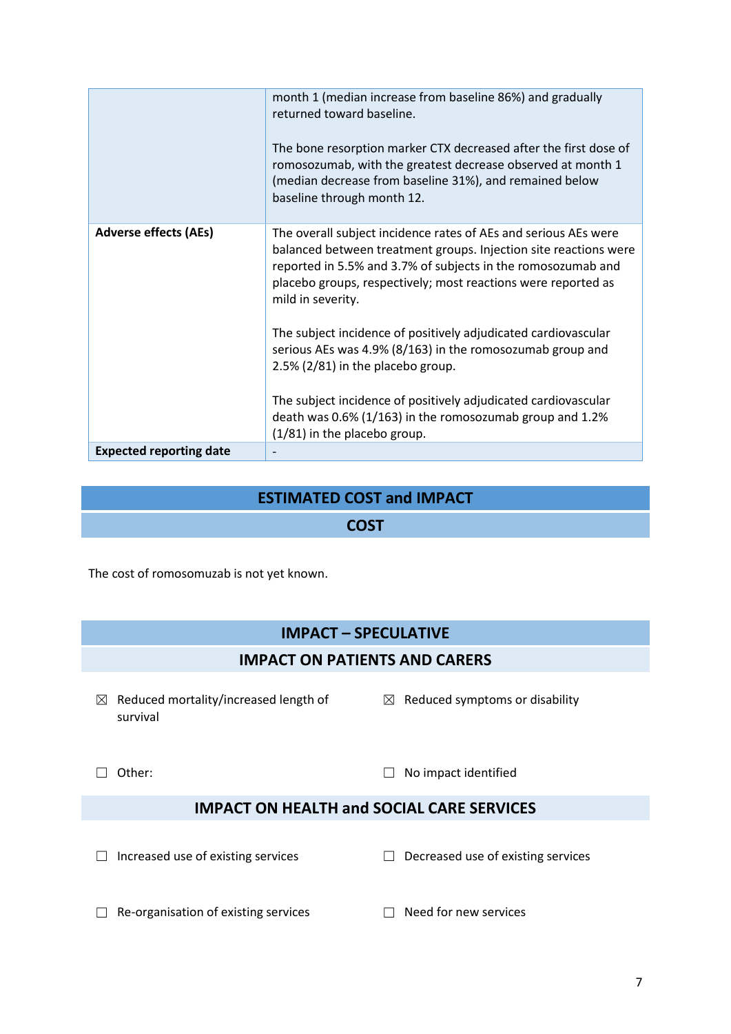| | |
|---|---|
| | month 1 (median increase from baseline 86%) and gradually returned toward baseline.<br><br>The bone resorption marker CTX decreased after the first dose of romosozumab, with the greatest decrease observed at month 1 (median decrease from baseline 31%), and remained below baseline through month 12. |
| **Adverse effects (AEs)** | The overall subject incidence rates of AEs and serious AEs were balanced between treatment groups. Injection site reactions were reported in 5.5% and 3.7% of subjects in the romosozumab and placebo groups, respectively; most reactions were reported as mild in severity.<br><br>The subject incidence of positively adjudicated cardiovascular serious AEs was 4.9% (8/163) in the romosozumab group and 2.5% (2/81) in the placebo group.<br><br>The subject incidence of positively adjudicated cardiovascular death was 0.6% (1/163) in the romosozumab group and 1.2% (1/81) in the placebo group. |
| **Expected reporting date** | - |

## ESTIMATED COST and IMPACT

### COST

The cost of romosomuzab is not yet known.

## IMPACT – SPECULATIVE

### IMPACT ON PATIENTS AND CARERS

☒ Reduced mortality/increased length of survival

☒ Reduced symptoms or disability

☐ Other:

☐ No impact identified

### IMPACT ON HEALTH and SOCIAL CARE SERVICES

☐ Increased use of existing services

☐ Decreased use of existing services

☐ Re-organisation of existing services

☐ Need for new services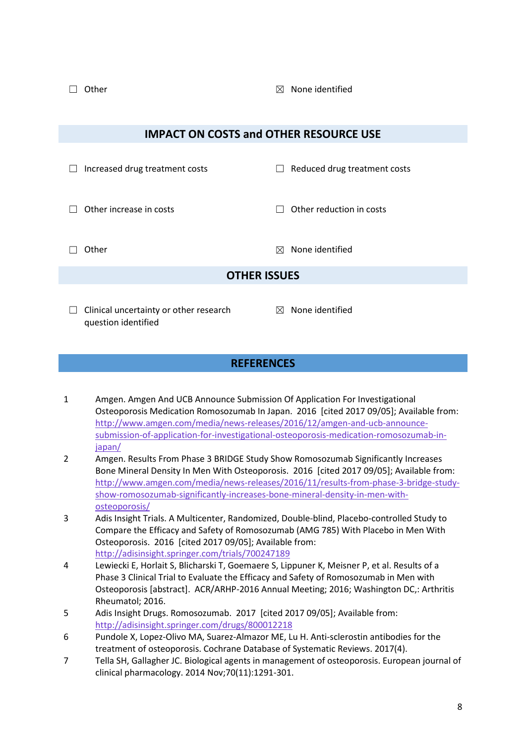☐ Other ☒ None identified

## IMPACT ON COSTS and OTHER RESOURCE USE

☐ Increased drug treatment costs ☐ Reduced drug treatment costs

☐ Other increase in costs ☐ Other reduction in costs

☐ Other ☒ None identified

## OTHER ISSUES

☐ Clinical uncertainty or other research question identified ☒ None identified

## REFERENCES

1. Amgen. Amgen And UCB Announce Submission Of Application For Investigational Osteoporosis Medication Romosozumab In Japan. 2016 [cited 2017 09/05]; Available from: http://www.amgen.com/media/news-releases/2016/12/amgen-and-ucb-announce-submission-of-application-for-investigational-osteoporosis-medication-romosozumab-in-japan/
2. Amgen. Results From Phase 3 BRIDGE Study Show Romosozumab Significantly Increases Bone Mineral Density In Men With Osteoporosis. 2016 [cited 2017 09/05]; Available from: http://www.amgen.com/media/news-releases/2016/11/results-from-phase-3-bridge-study-show-romosozumab-significantly-increases-bone-mineral-density-in-men-with-osteoporosis/
3. Adis Insight Trials. A Multicenter, Randomized, Double-blind, Placebo-controlled Study to Compare the Efficacy and Safety of Romosozumab (AMG 785) With Placebo in Men With Osteoporosis. 2016 [cited 2017 09/05]; Available from: http://adisinsight.springer.com/trials/700247189
4. Lewiecki E, Horlait S, Blicharski T, Goemaere S, Lippuner K, Meisner P, et al. Results of a Phase 3 Clinical Trial to Evaluate the Efficacy and Safety of Romosozumab in Men with Osteoporosis [abstract]. ACR/ARHP-2016 Annual Meeting; 2016; Washington DC,: Arthritis Rheumatol; 2016.
5. Adis Insight Drugs. Romosozumab. 2017 [cited 2017 09/05]; Available from: http://adisinsight.springer.com/drugs/800012218
6. Pundole X, Lopez-Olivo MA, Suarez-Almazor ME, Lu H. Anti-sclerostin antibodies for the treatment of osteoporosis. Cochrane Database of Systematic Reviews. 2017(4).
7. Tella SH, Gallagher JC. Biological agents in management of osteoporosis. European journal of clinical pharmacology. 2014 Nov;70(11):1291-301.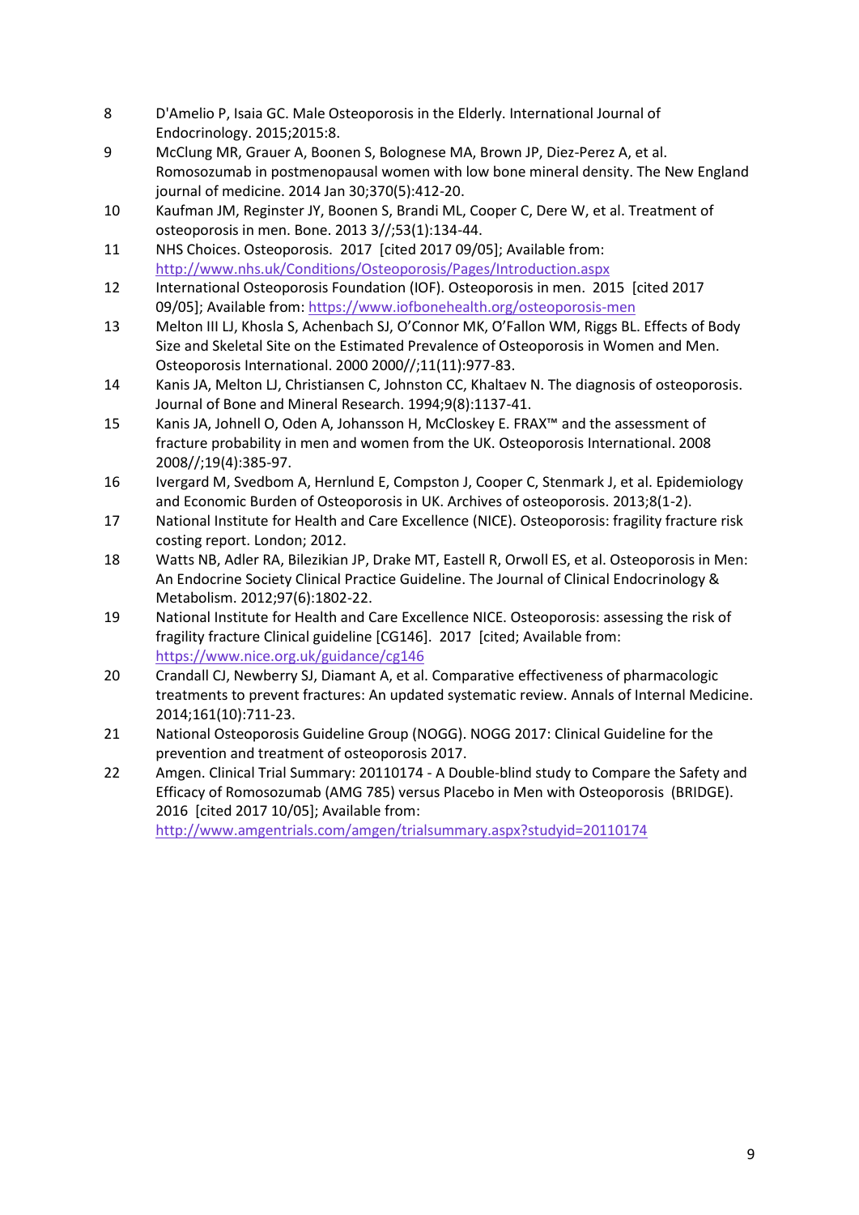8 D'Amelio P, Isaia GC. Male Osteoporosis in the Elderly. International Journal of Endocrinology. 2015;2015:8.

9 McClung MR, Grauer A, Boonen S, Bolognese MA, Brown JP, Diez-Perez A, et al. Romosozumab in postmenopausal women with low bone mineral density. The New England journal of medicine. 2014 Jan 30;370(5):412-20.

10 Kaufman JM, Reginster JY, Boonen S, Brandi ML, Cooper C, Dere W, et al. Treatment of osteoporosis in men. Bone. 2013 3//;53(1):134-44.

11 NHS Choices. Osteoporosis. 2017 [cited 2017 09/05]; Available from: http://www.nhs.uk/Conditions/Osteoporosis/Pages/Introduction.aspx

12 International Osteoporosis Foundation (IOF). Osteoporosis in men. 2015 [cited 2017 09/05]; Available from: https://www.iofbonehealth.org/osteoporosis-men

13 Melton III LJ, Khosla S, Achenbach SJ, O'Connor MK, O'Fallon WM, Riggs BL. Effects of Body Size and Skeletal Site on the Estimated Prevalence of Osteoporosis in Women and Men. Osteoporosis International. 2000 2000//;11(11):977-83.

14 Kanis JA, Melton LJ, Christiansen C, Johnston CC, Khaltaev N. The diagnosis of osteoporosis. Journal of Bone and Mineral Research. 1994;9(8):1137-41.

15 Kanis JA, Johnell O, Oden A, Johansson H, McCloskey E. FRAX™ and the assessment of fracture probability in men and women from the UK. Osteoporosis International. 2008 2008//;19(4):385-97.

16 Ivergard M, Svedbom A, Hernlund E, Compston J, Cooper C, Stenmark J, et al. Epidemiology and Economic Burden of Osteoporosis in UK. Archives of osteoporosis. 2013;8(1-2).

17 National Institute for Health and Care Excellence (NICE). Osteoporosis: fragility fracture risk costing report. London; 2012.

18 Watts NB, Adler RA, Bilezikian JP, Drake MT, Eastell R, Orwoll ES, et al. Osteoporosis in Men: An Endocrine Society Clinical Practice Guideline. The Journal of Clinical Endocrinology & Metabolism. 2012;97(6):1802-22.

19 National Institute for Health and Care Excellence NICE. Osteoporosis: assessing the risk of fragility fracture Clinical guideline [CG146]. 2017 [cited; Available from: https://www.nice.org.uk/guidance/cg146

20 Crandall CJ, Newberry SJ, Diamant A, et al. Comparative effectiveness of pharmacologic treatments to prevent fractures: An updated systematic review. Annals of Internal Medicine. 2014;161(10):711-23.

21 National Osteoporosis Guideline Group (NOGG). NOGG 2017: Clinical Guideline for the prevention and treatment of osteoporosis 2017.

22 Amgen. Clinical Trial Summary: 20110174 - A Double-blind study to Compare the Safety and Efficacy of Romosozumab (AMG 785) versus Placebo in Men with Osteoporosis (BRIDGE). 2016 [cited 2017 10/05]; Available from: http://www.amgentrials.com/amgen/trialsummary.aspx?studyid=20110174